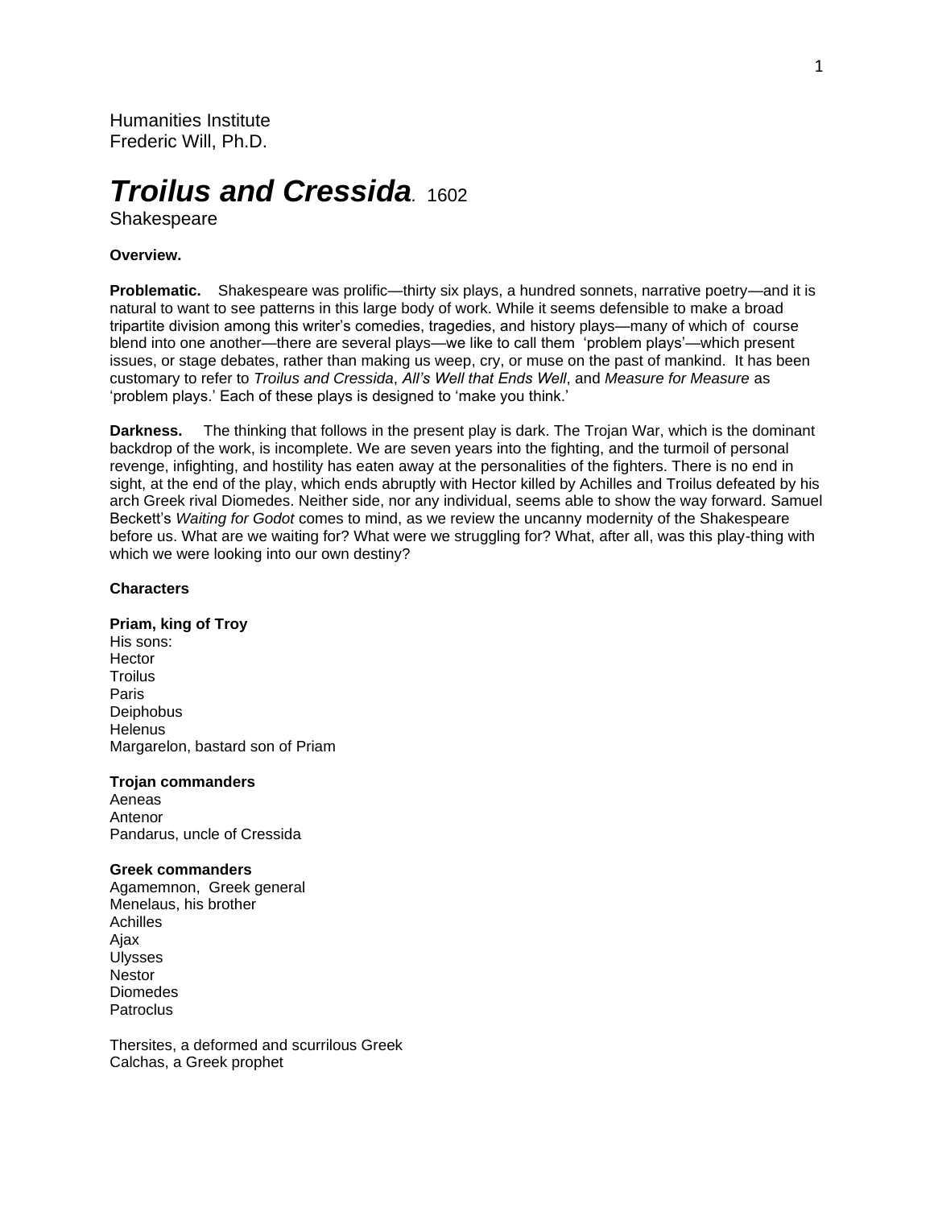Humanities Institute
Frederic Will, Ph.D.

# *Troilus and Cressida*. 1602

Shakespeare

**Overview.**

**Problematic.** Shakespeare was prolific—thirty six plays, a hundred sonnets, narrative poetry—and it is natural to want to see patterns in this large body of work. While it seems defensible to make a broad tripartite division among this writer's comedies, tragedies, and history plays—many of which of course blend into one another—there are several plays—we like to call them 'problem plays'—which present issues, or stage debates, rather than making us weep, cry, or muse on the past of mankind. It has been customary to refer to *Troilus and Cressida*, *All's Well that Ends Well*, and *Measure for Measure* as 'problem plays.' Each of these plays is designed to 'make you think.'

**Darkness.** The thinking that follows in the present play is dark. The Trojan War, which is the dominant backdrop of the work, is incomplete. We are seven years into the fighting, and the turmoil of personal revenge, infighting, and hostility has eaten away at the personalities of the fighters. There is no end in sight, at the end of the play, which ends abruptly with Hector killed by Achilles and Troilus defeated by his arch Greek rival Diomedes. Neither side, nor any individual, seems able to show the way forward. Samuel Beckett's *Waiting for Godot* comes to mind, as we review the uncanny modernity of the Shakespeare before us. What are we waiting for? What were we struggling for? What, after all, was this play-thing with which we were looking into our own destiny?

**Characters**

**Priam, king of Troy**
His sons:
Hector
Troilus
Paris
Deiphobus
Helenus
Margarelon, bastard son of Priam

**Trojan commanders**
Aeneas
Antenor
Pandarus, uncle of Cressida

**Greek commanders**
Agamemnon, Greek general
Menelaus, his brother
Achilles
Ajax
Ulysses
Nestor
Diomedes
Patroclus

Thersites, a deformed and scurrilous Greek
Calchas, a Greek prophet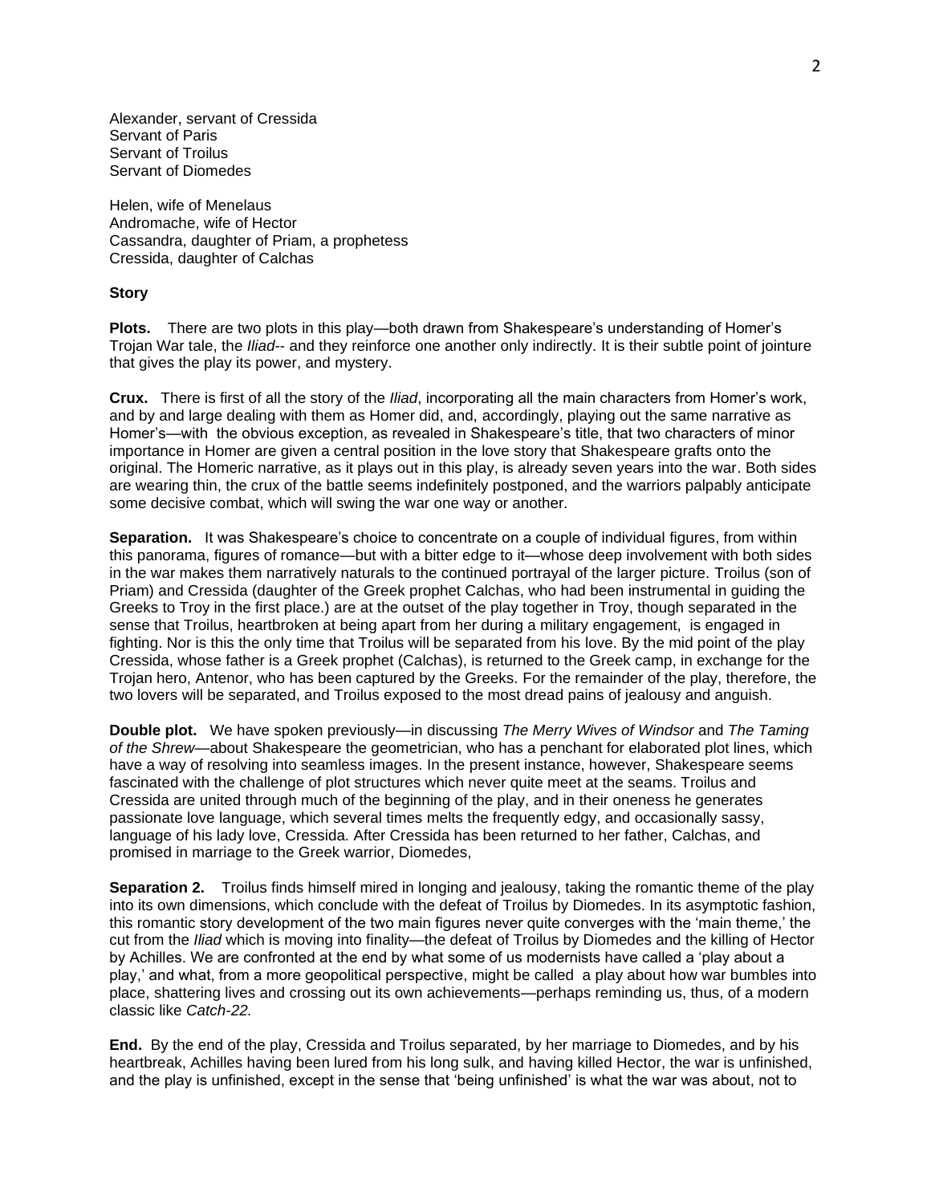Alexander, servant of Cressida
Servant of Paris
Servant of Troilus
Servant of Diomedes

Helen, wife of Menelaus
Andromache, wife of Hector
Cassandra, daughter of Priam, a prophetess
Cressida, daughter of Calchas

**Story**

**Plots.** There are two plots in this play—both drawn from Shakespeare's understanding of Homer's Trojan War tale, the *Iliad*-- and they reinforce one another only indirectly. It is their subtle point of jointure that gives the play its power, and mystery.

**Crux.** There is first of all the story of the *Iliad*, incorporating all the main characters from Homer's work, and by and large dealing with them as Homer did, and, accordingly, playing out the same narrative as Homer's—with the obvious exception, as revealed in Shakespeare's title, that two characters of minor importance in Homer are given a central position in the love story that Shakespeare grafts onto the original. The Homeric narrative, as it plays out in this play, is already seven years into the war. Both sides are wearing thin, the crux of the battle seems indefinitely postponed, and the warriors palpably anticipate some decisive combat, which will swing the war one way or another.

**Separation.** It was Shakespeare's choice to concentrate on a couple of individual figures, from within this panorama, figures of romance—but with a bitter edge to it—whose deep involvement with both sides in the war makes them narratively naturals to the continued portrayal of the larger picture. Troilus (son of Priam) and Cressida (daughter of the Greek prophet Calchas, who had been instrumental in guiding the Greeks to Troy in the first place.) are at the outset of the play together in Troy, though separated in the sense that Troilus, heartbroken at being apart from her during a military engagement, is engaged in fighting. Nor is this the only time that Troilus will be separated from his love. By the mid point of the play Cressida, whose father is a Greek prophet (Calchas), is returned to the Greek camp, in exchange for the Trojan hero, Antenor, who has been captured by the Greeks. For the remainder of the play, therefore, the two lovers will be separated, and Troilus exposed to the most dread pains of jealousy and anguish.

**Double plot.** We have spoken previously—in discussing *The Merry Wives of Windsor* and *The Taming of the Shrew*—about Shakespeare the geometrician, who has a penchant for elaborated plot lines, which have a way of resolving into seamless images. In the present instance, however, Shakespeare seems fascinated with the challenge of plot structures which never quite meet at the seams. Troilus and Cressida are united through much of the beginning of the play, and in their oneness he generates passionate love language, which several times melts the frequently edgy, and occasionally sassy, language of his lady love, Cressida. After Cressida has been returned to her father, Calchas, and promised in marriage to the Greek warrior, Diomedes,

**Separation 2.** Troilus finds himself mired in longing and jealousy, taking the romantic theme of the play into its own dimensions, which conclude with the defeat of Troilus by Diomedes. In its asymptotic fashion, this romantic story development of the two main figures never quite converges with the 'main theme,' the cut from the *Iliad* which is moving into finality—the defeat of Troilus by Diomedes and the killing of Hector by Achilles. We are confronted at the end by what some of us modernists have called a 'play about a play,' and what, from a more geopolitical perspective, might be called a play about how war bumbles into place, shattering lives and crossing out its own achievements—perhaps reminding us, thus, of a modern classic like *Catch-22.*

**End.** By the end of the play, Cressida and Troilus separated, by her marriage to Diomedes, and by his heartbreak, Achilles having been lured from his long sulk, and having killed Hector, the war is unfinished, and the play is unfinished, except in the sense that 'being unfinished' is what the war was about, not to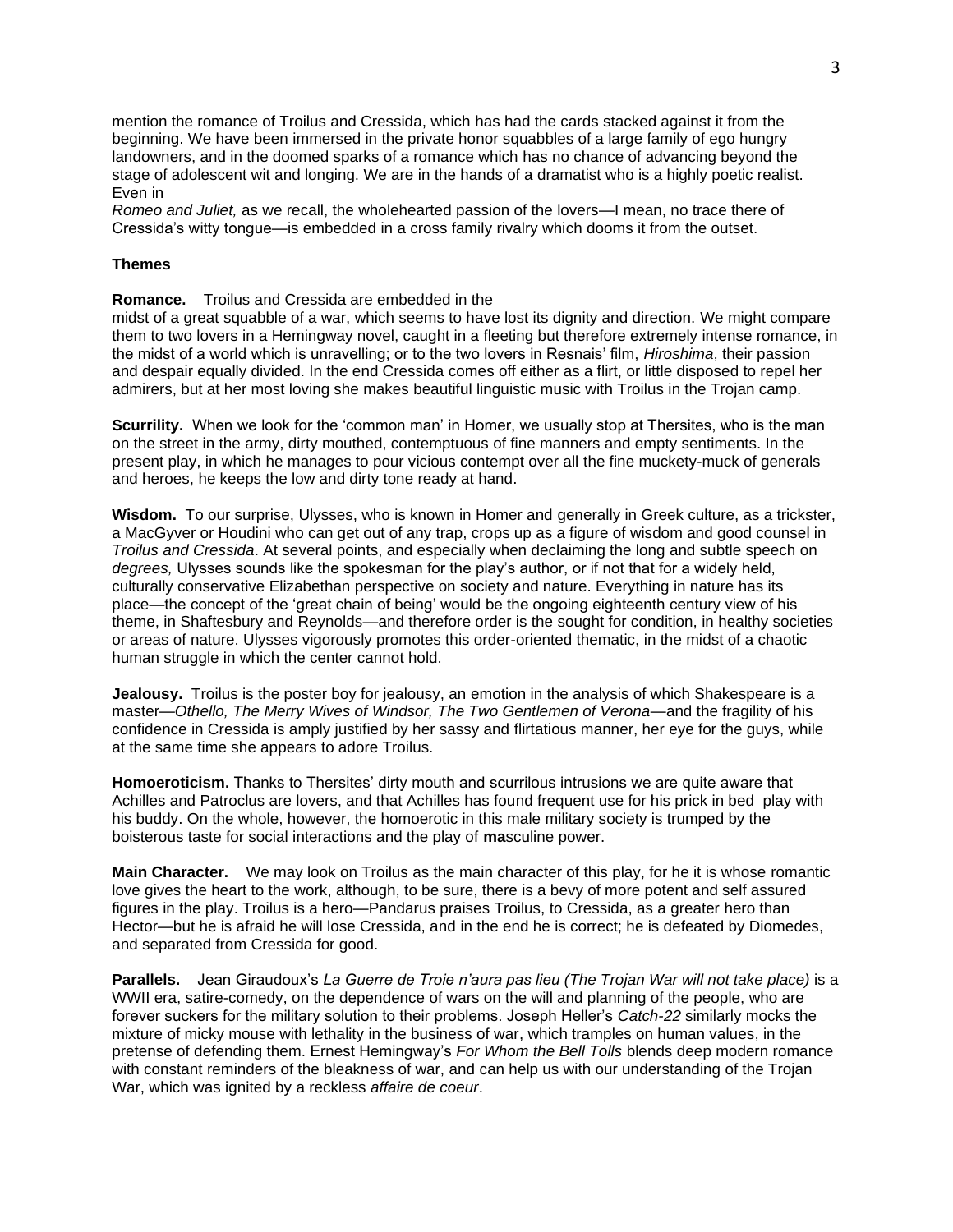mention the romance of Troilus and Cressida, which has had the cards stacked against it from the beginning. We have been immersed in the private honor squabbles of a large family of ego hungry landowners, and in the doomed sparks of a romance which has no chance of advancing beyond the stage of adolescent wit and longing. We are in the hands of a dramatist who is a highly poetic realist. Even in *Romeo and Juliet,* as we recall, the wholehearted passion of the lovers—I mean, no trace there of Cressida's witty tongue—is embedded in a cross family rivalry which dooms it from the outset.

**Themes**

**Romance.** Troilus and Cressida are embedded in the midst of a great squabble of a war, which seems to have lost its dignity and direction. We might compare them to two lovers in a Hemingway novel, caught in a fleeting but therefore extremely intense romance, in the midst of a world which is unravelling; or to the two lovers in Resnais' film, *Hiroshima*, their passion and despair equally divided. In the end Cressida comes off either as a flirt, or little disposed to repel her admirers, but at her most loving she makes beautiful linguistic music with Troilus in the Trojan camp.

**Scurrility.** When we look for the 'common man' in Homer, we usually stop at Thersites, who is the man on the street in the army, dirty mouthed, contemptuous of fine manners and empty sentiments. In the present play, in which he manages to pour vicious contempt over all the fine muckety-muck of generals and heroes, he keeps the low and dirty tone ready at hand.

**Wisdom.** To our surprise, Ulysses, who is known in Homer and generally in Greek culture, as a trickster, a MacGyver or Houdini who can get out of any trap, crops up as a figure of wisdom and good counsel in *Troilus and Cressida*. At several points, and especially when declaiming the long and subtle speech on *degrees,* Ulysses sounds like the spokesman for the play's author, or if not that for a widely held, culturally conservative Elizabethan perspective on society and nature. Everything in nature has its place—the concept of the 'great chain of being' would be the ongoing eighteenth century view of his theme, in Shaftesbury and Reynolds—and therefore order is the sought for condition, in healthy societies or areas of nature. Ulysses vigorously promotes this order-oriented thematic, in the midst of a chaotic human struggle in which the center cannot hold.

**Jealousy.** Troilus is the poster boy for jealousy, an emotion in the analysis of which Shakespeare is a master—*Othello, The Merry Wives of Windsor, The Two Gentlemen of Verona*—and the fragility of his confidence in Cressida is amply justified by her sassy and flirtatious manner, her eye for the guys, while at the same time she appears to adore Troilus.

**Homoeroticism.** Thanks to Thersites' dirty mouth and scurrilous intrusions we are quite aware that Achilles and Patroclus are lovers, and that Achilles has found frequent use for his prick in bed play with his buddy. On the whole, however, the homoerotic in this male military society is trumped by the boisterous taste for social interactions and the play of **ma**sculine power.

**Main Character.** We may look on Troilus as the main character of this play, for he it is whose romantic love gives the heart to the work, although, to be sure, there is a bevy of more potent and self assured figures in the play. Troilus is a hero—Pandarus praises Troilus, to Cressida, as a greater hero than Hector—but he is afraid he will lose Cressida, and in the end he is correct; he is defeated by Diomedes, and separated from Cressida for good.

**Parallels.** Jean Giraudoux's *La Guerre de Troie n'aura pas lieu (The Trojan War will not take place)* is a WWII era, satire-comedy, on the dependence of wars on the will and planning of the people, who are forever suckers for the military solution to their problems. Joseph Heller's *Catch-22* similarly mocks the mixture of micky mouse with lethality in the business of war, which tramples on human values, in the pretense of defending them. Ernest Hemingway's *For Whom the Bell Tolls* blends deep modern romance with constant reminders of the bleakness of war, and can help us with our understanding of the Trojan War, which was ignited by a reckless *affaire de coeur*.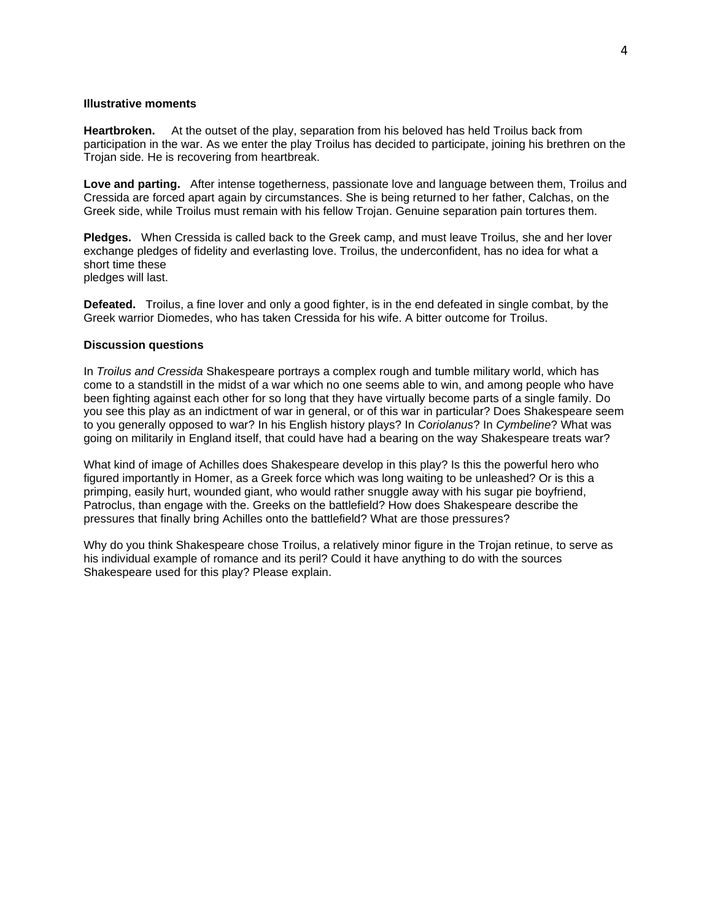**Illustrative moments**

**Heartbroken.** At the outset of the play, separation from his beloved has held Troilus back from participation in the war. As we enter the play Troilus has decided to participate, joining his brethren on the Trojan side. He is recovering from heartbreak.

**Love and parting.** After intense togetherness, passionate love and language between them, Troilus and Cressida are forced apart again by circumstances. She is being returned to her father, Calchas, on the Greek side, while Troilus must remain with his fellow Trojan. Genuine separation pain tortures them.

**Pledges.** When Cressida is called back to the Greek camp, and must leave Troilus, she and her lover exchange pledges of fidelity and everlasting love. Troilus, the underconfident, has no idea for what a short time these
pledges will last.

**Defeated.** Troilus, a fine lover and only a good fighter, is in the end defeated in single combat, by the Greek warrior Diomedes, who has taken Cressida for his wife. A bitter outcome for Troilus.

**Discussion questions**

In *Troilus and Cressida* Shakespeare portrays a complex rough and tumble military world, which has come to a standstill in the midst of a war which no one seems able to win, and among people who have been fighting against each other for so long that they have virtually become parts of a single family. Do you see this play as an indictment of war in general, or of this war in particular? Does Shakespeare seem to you generally opposed to war? In his English history plays? In *Coriolanus*? In *Cymbeline*? What was going on militarily in England itself, that could have had a bearing on the way Shakespeare treats war?

What kind of image of Achilles does Shakespeare develop in this play? Is this the powerful hero who figured importantly in Homer, as a Greek force which was long waiting to be unleashed? Or is this a primping, easily hurt, wounded giant, who would rather snuggle away with his sugar pie boyfriend, Patroclus, than engage with the. Greeks on the battlefield? How does Shakespeare describe the pressures that finally bring Achilles onto the battlefield? What are those pressures?

Why do you think Shakespeare chose Troilus, a relatively minor figure in the Trojan retinue, to serve as his individual example of romance and its peril? Could it have anything to do with the sources Shakespeare used for this play? Please explain.